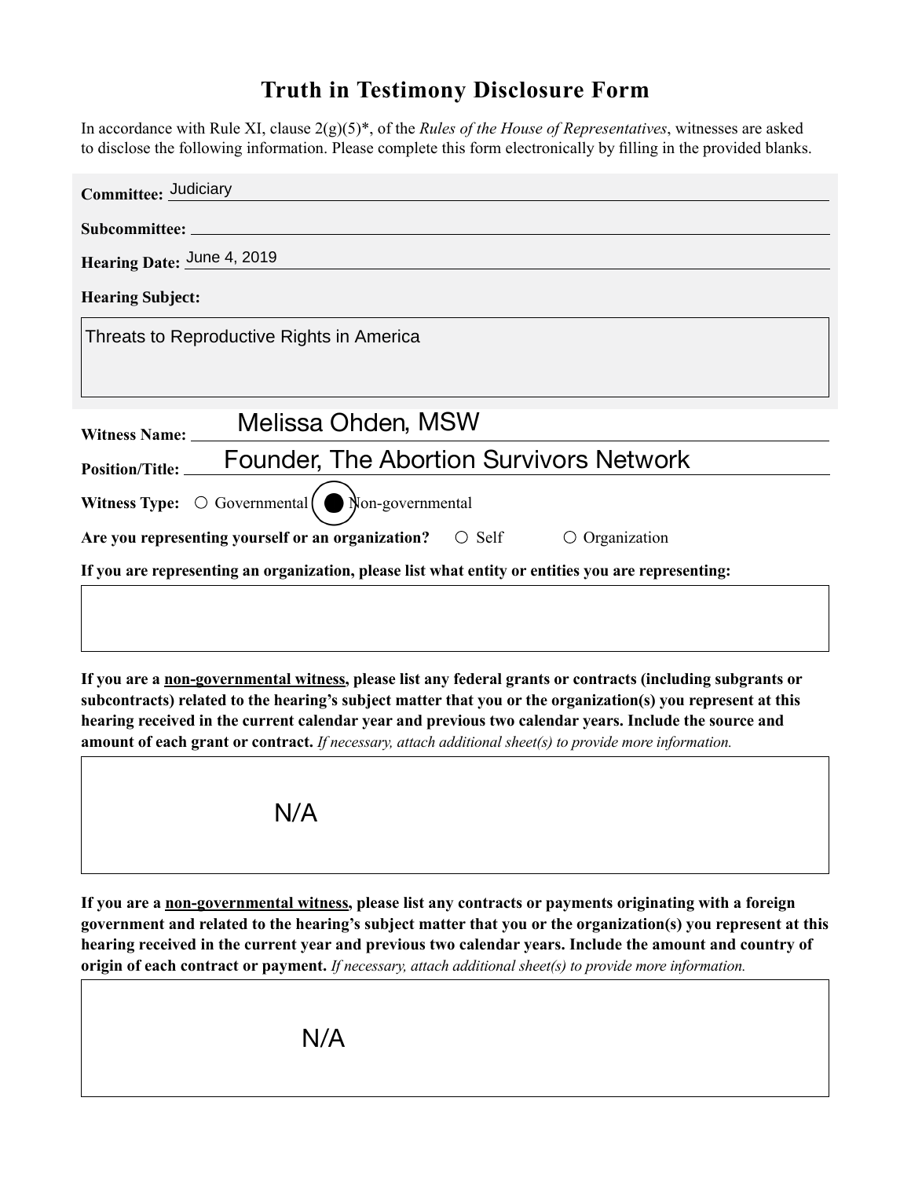# Truth in Testimony Disclosure Form

In accordance with Rule XI, clause 2(g)(5)*, of the *Rules of the House of Representatives*, witnesses are asked to disclose the following information. Please complete this form electronically by filling in the provided blanks.

**Committee:** Judiciary

**Subcommittee:**

**Hearing Date:** June 4, 2019

**Hearing Subject:**

Threats to Reproductive Rights in America

**Witness Name:** Melissa Ohden, MSW

**Position/Title:** Founder, The Abortion Survivors Network

**Witness Type:** ○ Governmental ● Non-governmental

**Are you representing yourself or an organization?** ○ Self ○ Organization

**If you are representing an organization, please list what entity or entities you are representing:**

**If you are a non-governmental witness, please list any federal grants or contracts (including subgrants or subcontracts) related to the hearing's subject matter that you or the organization(s) you represent at this hearing received in the current calendar year and previous two calendar years. Include the source and amount of each grant or contract.** *If necessary, attach additional sheet(s) to provide more information.*

N/A

**If you are a non-governmental witness, please list any contracts or payments originating with a foreign government and related to the hearing's subject matter that you or the organization(s) you represent at this hearing received in the current year and previous two calendar years. Include the amount and country of origin of each contract or payment.** *If necessary, attach additional sheet(s) to provide more information.*

N/A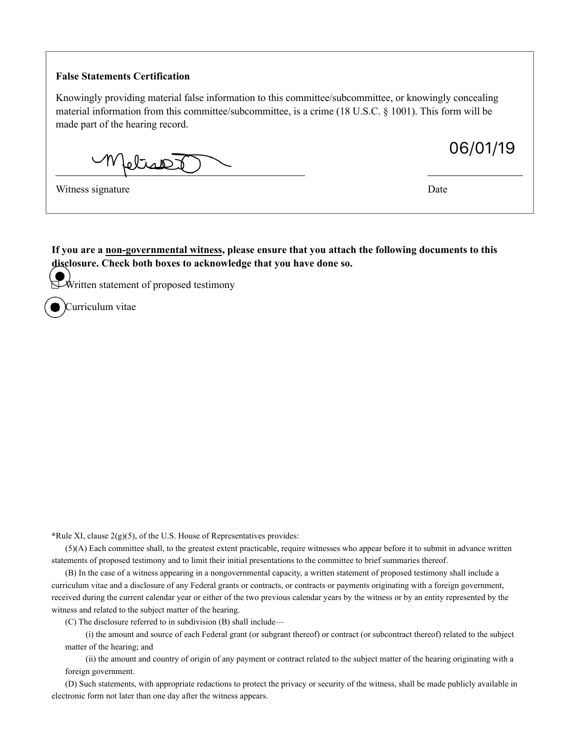**False Statements Certification**

Knowingly providing material false information to this committee/subcommittee, or knowingly concealing material information from this committee/subcommittee, is a crime (18 U.S.C. § 1001). This form will be made part of the hearing record.

Melissa

Witness signature

06/01/19

Date

**If you are a non-governmental witness, please ensure that you attach the following documents to this disclosure. Check both boxes to acknowledge that you have done so.**

- [x] Written statement of proposed testimony
- [x] Curriculum vitae

***Rule XI, clause 2(g)(5), of the U.S. House of Representatives provides:**

(5)(A) Each committee shall, to the greatest extent practicable, require witnesses who appear before it to submit in advance written statements of proposed testimony and to limit their initial presentations to the committee to brief summaries thereof.

(B) In the case of a witness appearing in a nongovernmental capacity, a written statement of proposed testimony shall include a curriculum vitae and a disclosure of any Federal grants or contracts, or contracts or payments originating with a foreign government, received during the current calendar year or either of the two previous calendar years by the witness or by an entity represented by the witness and related to the subject matter of the hearing.

(C) The disclosure referred to in subdivision (B) shall include—

(i) the amount and source of each Federal grant (or subgrant thereof) or contract (or subcontract thereof) related to the subject matter of the hearing; and

(ii) the amount and country of origin of any payment or contract related to the subject matter of the hearing originating with a foreign government.

(D) Such statements, with appropriate redactions to protect the privacy or security of the witness, shall be made publicly available in electronic form not later than one day after the witness appears.